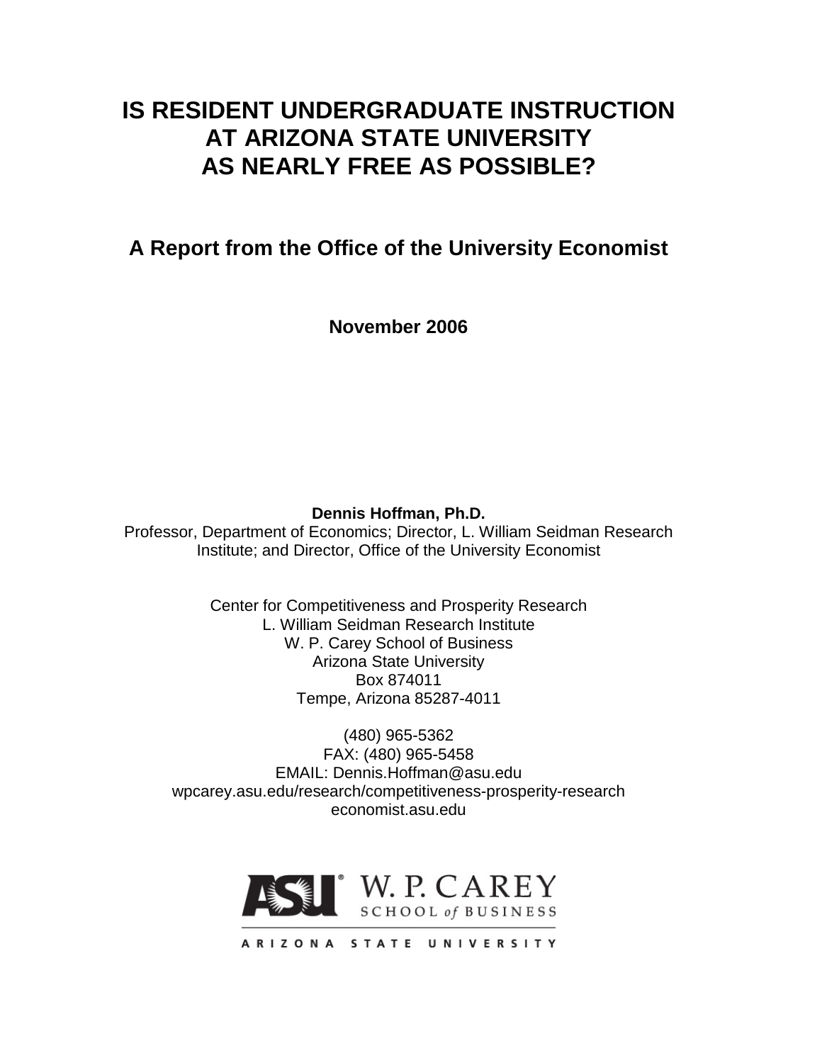# IS RESIDENT UNDERGRADUATE INSTRUCTION AT ARIZONA STATE UNIVERSITY AS NEARLY FREE AS POSSIBLE?

## A Report from the Office of the University Economist

**November 2006**

**Dennis Hoffman, Ph.D.**
Professor, Department of Economics; Director, L. William Seidman Research Institute; and Director, Office of the University Economist

Center for Competitiveness and Prosperity Research
L. William Seidman Research Institute
W. P. Carey School of Business
Arizona State University
Box 874011
Tempe, Arizona 85287-4011

(480) 965-5362
FAX: (480) 965-5458
EMAIL: Dennis.Hoffman@asu.edu
wpcarey.asu.edu/research/competitiveness-prosperity-research
economist.asu.edu

ASU W. P. CAREY SCHOOL of BUSINESS
ARIZONA STATE UNIVERSITY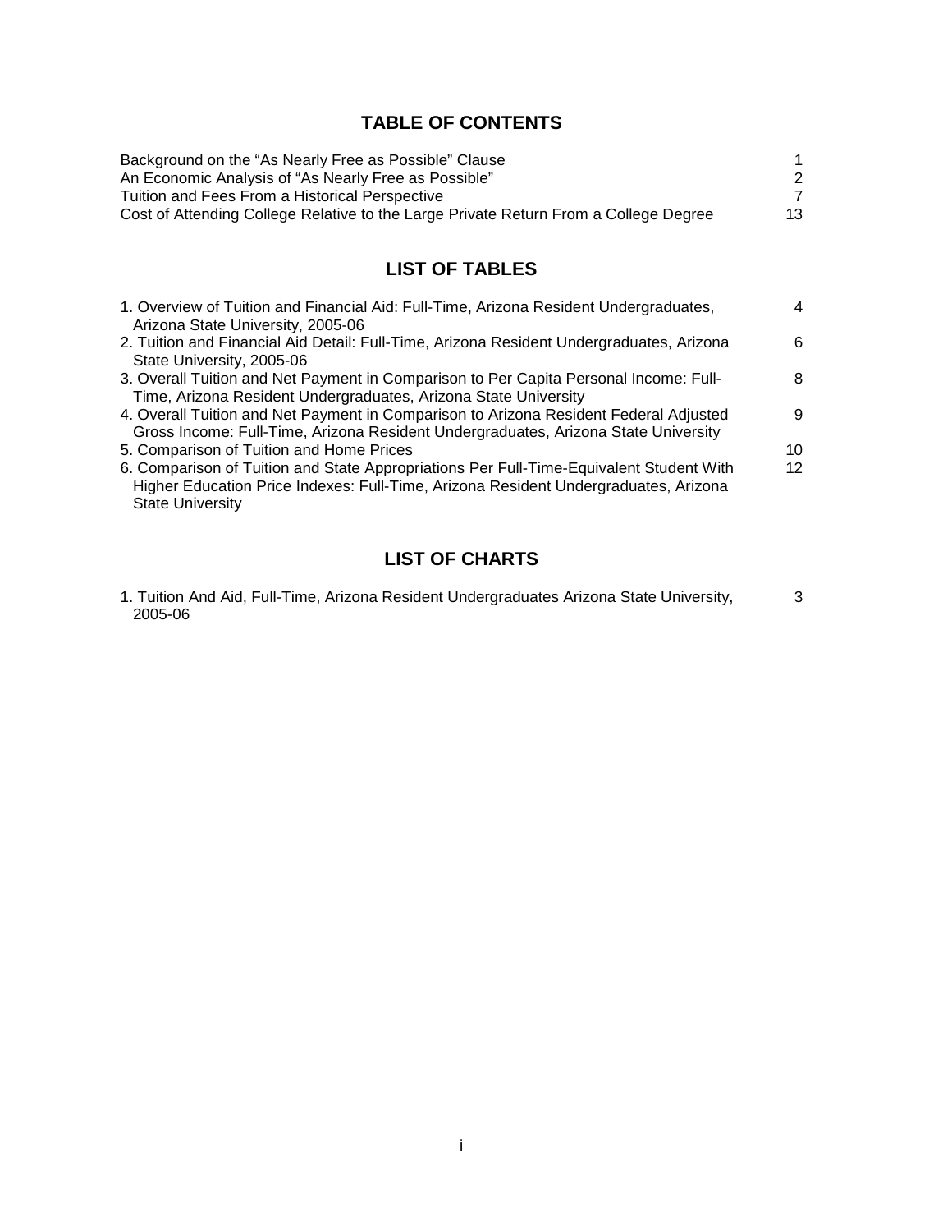## TABLE OF CONTENTS

| | |
|---|---|
| Background on the "As Nearly Free as Possible" Clause | 1 |
| An Economic Analysis of "As Nearly Free as Possible" | 2 |
| Tuition and Fees From a Historical Perspective | 7 |
| Cost of Attending College Relative to the Large Private Return From a College Degree | 13 |

## LIST OF TABLES

| | |
|---|---|
| 1. Overview of Tuition and Financial Aid: Full-Time, Arizona Resident Undergraduates, Arizona State University, 2005-06 | 4 |
| 2. Tuition and Financial Aid Detail: Full-Time, Arizona Resident Undergraduates, Arizona State University, 2005-06 | 6 |
| 3. Overall Tuition and Net Payment in Comparison to Per Capita Personal Income: Full-Time, Arizona Resident Undergraduates, Arizona State University | 8 |
| 4. Overall Tuition and Net Payment in Comparison to Arizona Resident Federal Adjusted Gross Income: Full-Time, Arizona Resident Undergraduates, Arizona State University | 9 |
| 5. Comparison of Tuition and Home Prices | 10 |
| 6. Comparison of Tuition and State Appropriations Per Full-Time-Equivalent Student With Higher Education Price Indexes: Full-Time, Arizona Resident Undergraduates, Arizona State University | 12 |

## LIST OF CHARTS

| | |
|---|---|
| 1. Tuition And Aid, Full-Time, Arizona Resident Undergraduates Arizona State University, 2005-06 | 3 |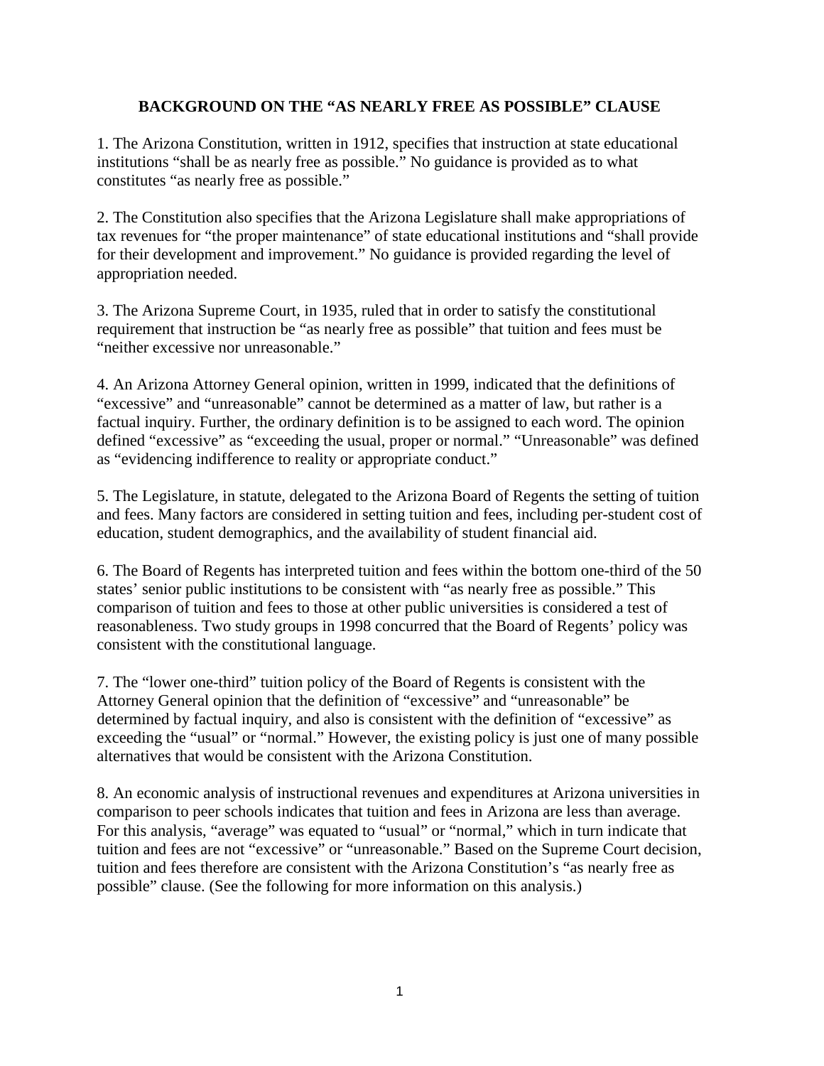## BACKGROUND ON THE "AS NEARLY FREE AS POSSIBLE" CLAUSE

1. The Arizona Constitution, written in 1912, specifies that instruction at state educational institutions "shall be as nearly free as possible." No guidance is provided as to what constitutes "as nearly free as possible."

2. The Constitution also specifies that the Arizona Legislature shall make appropriations of tax revenues for "the proper maintenance" of state educational institutions and "shall provide for their development and improvement." No guidance is provided regarding the level of appropriation needed.

3. The Arizona Supreme Court, in 1935, ruled that in order to satisfy the constitutional requirement that instruction be "as nearly free as possible" that tuition and fees must be "neither excessive nor unreasonable."

4. An Arizona Attorney General opinion, written in 1999, indicated that the definitions of "excessive" and "unreasonable" cannot be determined as a matter of law, but rather is a factual inquiry. Further, the ordinary definition is to be assigned to each word. The opinion defined "excessive" as "exceeding the usual, proper or normal." "Unreasonable" was defined as "evidencing indifference to reality or appropriate conduct."

5. The Legislature, in statute, delegated to the Arizona Board of Regents the setting of tuition and fees. Many factors are considered in setting tuition and fees, including per-student cost of education, student demographics, and the availability of student financial aid.

6. The Board of Regents has interpreted tuition and fees within the bottom one-third of the 50 states' senior public institutions to be consistent with "as nearly free as possible." This comparison of tuition and fees to those at other public universities is considered a test of reasonableness. Two study groups in 1998 concurred that the Board of Regents' policy was consistent with the constitutional language.

7. The "lower one-third" tuition policy of the Board of Regents is consistent with the Attorney General opinion that the definition of "excessive" and "unreasonable" be determined by factual inquiry, and also is consistent with the definition of "excessive" as exceeding the "usual" or "normal." However, the existing policy is just one of many possible alternatives that would be consistent with the Arizona Constitution.

8. An economic analysis of instructional revenues and expenditures at Arizona universities in comparison to peer schools indicates that tuition and fees in Arizona are less than average. For this analysis, "average" was equated to "usual" or "normal," which in turn indicate that tuition and fees are not "excessive" or "unreasonable." Based on the Supreme Court decision, tuition and fees therefore are consistent with the Arizona Constitution's "as nearly free as possible" clause. (See the following for more information on this analysis.)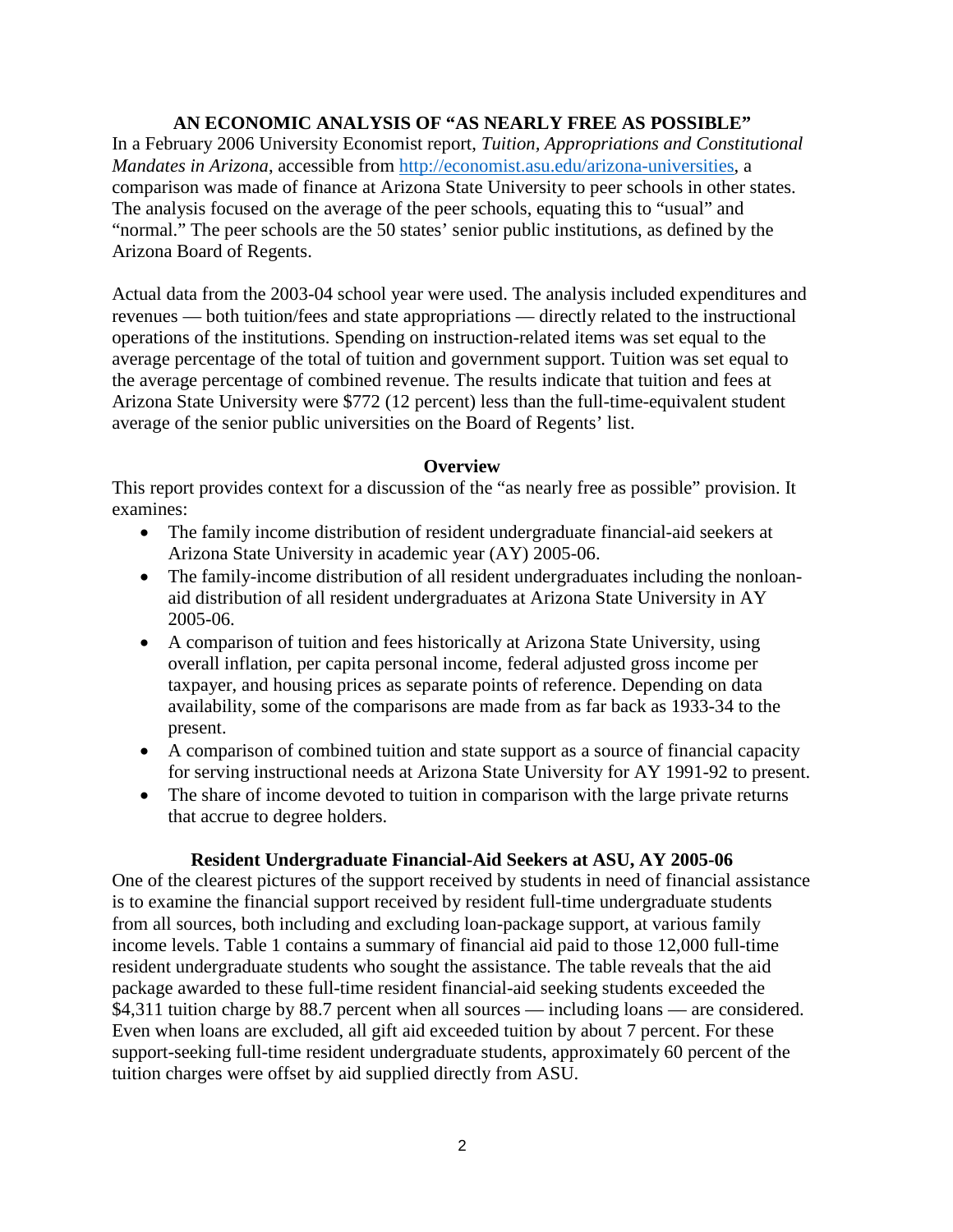## AN ECONOMIC ANALYSIS OF "AS NEARLY FREE AS POSSIBLE"

In a February 2006 University Economist report, *Tuition, Appropriations and Constitutional Mandates in Arizona*, accessible from http://economist.asu.edu/arizona-universities, a comparison was made of finance at Arizona State University to peer schools in other states. The analysis focused on the average of the peer schools, equating this to "usual" and "normal." The peer schools are the 50 states' senior public institutions, as defined by the Arizona Board of Regents.

Actual data from the 2003-04 school year were used. The analysis included expenditures and revenues — both tuition/fees and state appropriations — directly related to the instructional operations of the institutions. Spending on instruction-related items was set equal to the average percentage of the total of tuition and government support. Tuition was set equal to the average percentage of combined revenue. The results indicate that tuition and fees at Arizona State University were $772 (12 percent) less than the full-time-equivalent student average of the senior public universities on the Board of Regents' list.

### Overview

This report provides context for a discussion of the "as nearly free as possible" provision. It examines:

- The family income distribution of resident undergraduate financial-aid seekers at Arizona State University in academic year (AY) 2005-06.
- The family-income distribution of all resident undergraduates including the nonloan-aid distribution of all resident undergraduates at Arizona State University in AY 2005-06.
- A comparison of tuition and fees historically at Arizona State University, using overall inflation, per capita personal income, federal adjusted gross income per taxpayer, and housing prices as separate points of reference. Depending on data availability, some of the comparisons are made from as far back as 1933-34 to the present.
- A comparison of combined tuition and state support as a source of financial capacity for serving instructional needs at Arizona State University for AY 1991-92 to present.
- The share of income devoted to tuition in comparison with the large private returns that accrue to degree holders.

### Resident Undergraduate Financial-Aid Seekers at ASU, AY 2005-06

One of the clearest pictures of the support received by students in need of financial assistance is to examine the financial support received by resident full-time undergraduate students from all sources, both including and excluding loan-package support, at various family income levels. Table 1 contains a summary of financial aid paid to those 12,000 full-time resident undergraduate students who sought the assistance. The table reveals that the aid package awarded to these full-time resident financial-aid seeking students exceeded the $4,311 tuition charge by 88.7 percent when all sources — including loans — are considered. Even when loans are excluded, all gift aid exceeded tuition by about 7 percent. For these support-seeking full-time resident undergraduate students, approximately 60 percent of the tuition charges were offset by aid supplied directly from ASU.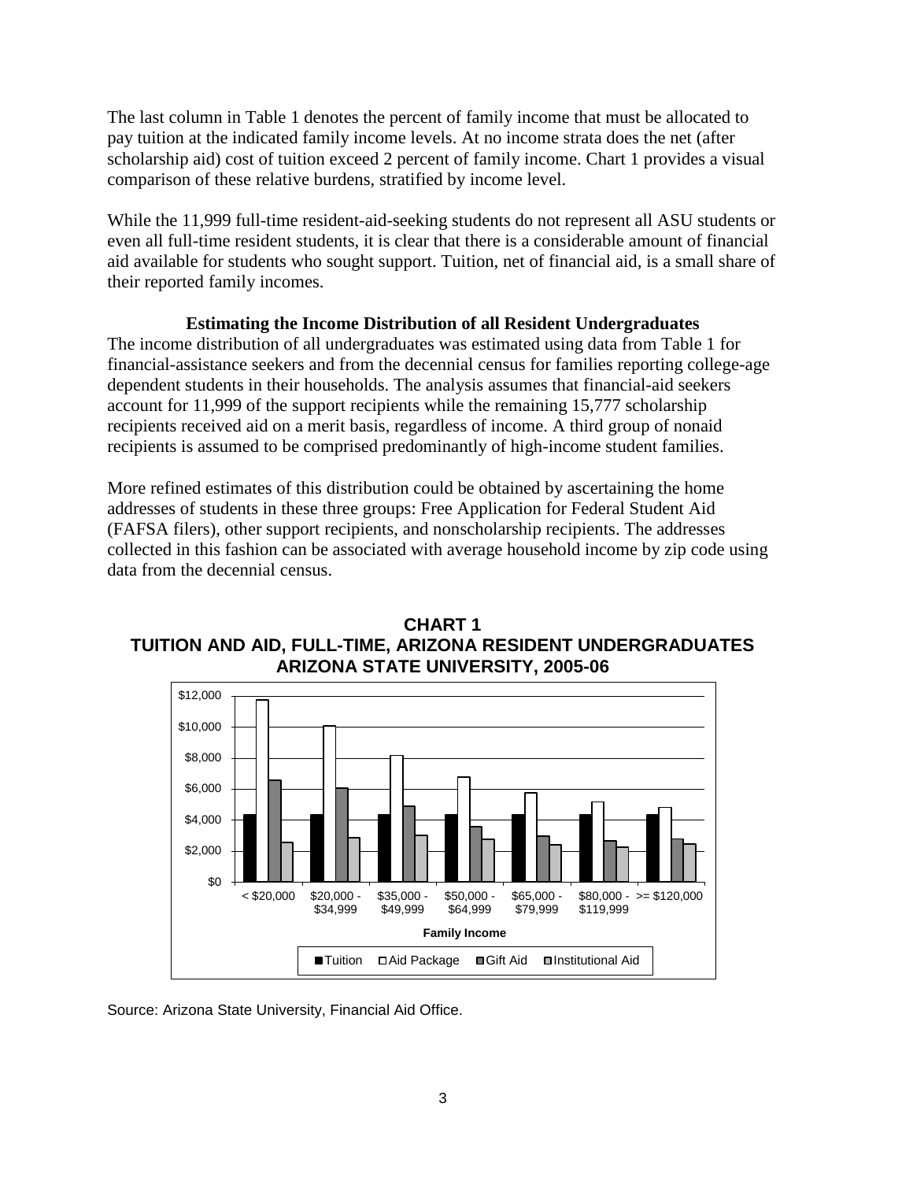The last column in Table 1 denotes the percent of family income that must be allocated to pay tuition at the indicated family income levels. At no income strata does the net (after scholarship aid) cost of tuition exceed 2 percent of family income. Chart 1 provides a visual comparison of these relative burdens, stratified by income level.

While the 11,999 full-time resident-aid-seeking students do not represent all ASU students or even all full-time resident students, it is clear that there is a considerable amount of financial aid available for students who sought support. Tuition, net of financial aid, is a small share of their reported family incomes.

### Estimating the Income Distribution of all Resident Undergraduates

The income distribution of all undergraduates was estimated using data from Table 1 for financial-assistance seekers and from the decennial census for families reporting college-age dependent students in their households. The analysis assumes that financial-aid seekers account for 11,999 of the support recipients while the remaining 15,777 scholarship recipients received aid on a merit basis, regardless of income. A third group of nonaid recipients is assumed to be comprised predominantly of high-income student families.

More refined estimates of this distribution could be obtained by ascertaining the home addresses of students in these three groups: Free Application for Federal Student Aid (FAFSA filers), other support recipients, and nonscholarship recipients. The addresses collected in this fashion can be associated with average household income by zip code using data from the decennial census.

**CHART 1**
**TUITION AND AID, FULL-TIME, ARIZONA RESIDENT UNDERGRADUATES**
**ARIZONA STATE UNIVERSITY, 2005-06**

$12,000
$10,000
$8,000
$6,000
$4,000
$2,000
$0

< $20,000
$20,000 - $34,999
$35,000 - $49,999
$50,000 - $64,999
$65,000 - $79,999
$80,000 - $119,999
>= $120,000

Family Income

Tuition
Aid Package
Gift Aid
Institutional Aid

Source: Arizona State University, Financial Aid Office.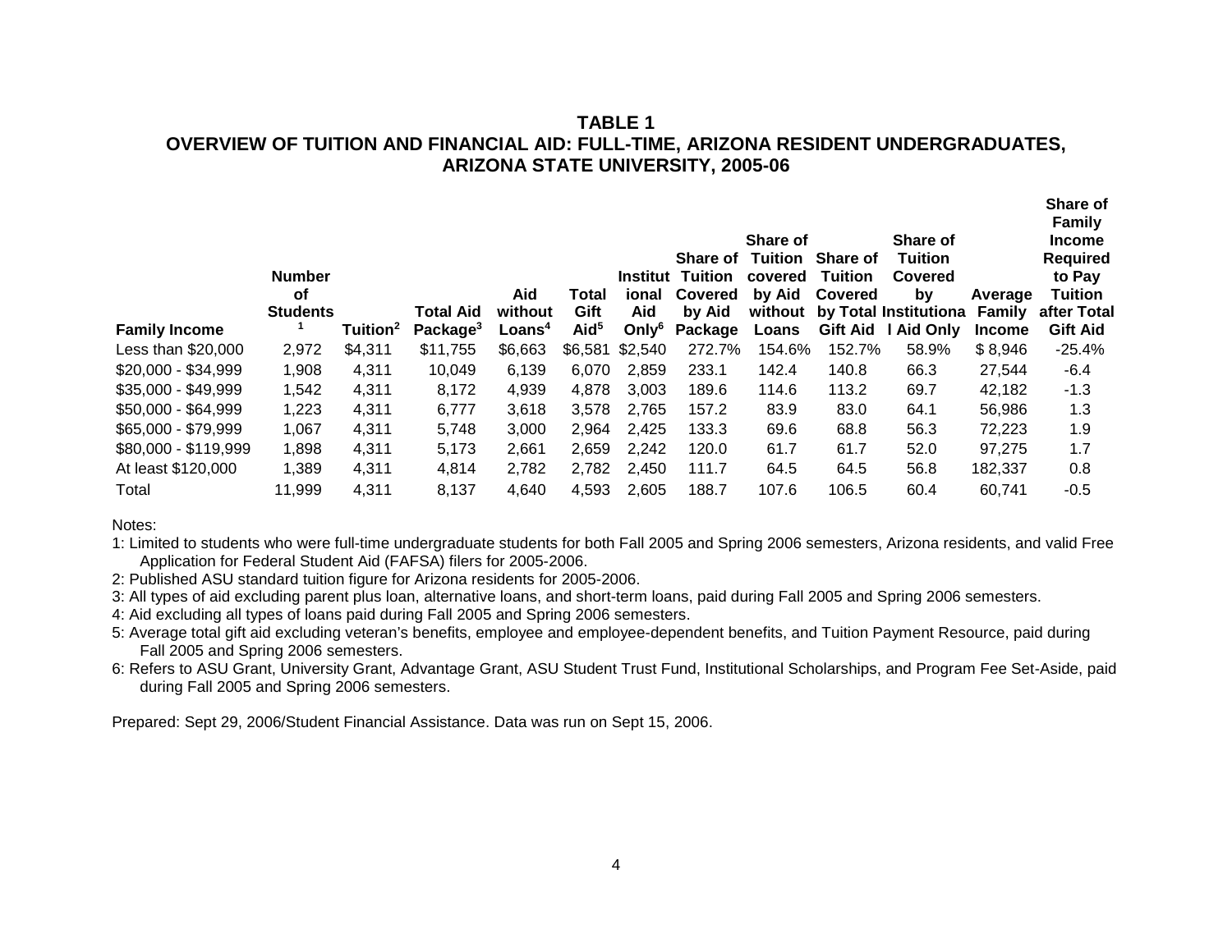**TABLE 1**
**OVERVIEW OF TUITION AND FINANCIAL AID: FULL-TIME, ARIZONA RESIDENT UNDERGRADUATES, ARIZONA STATE UNIVERSITY, 2005-06**

| Family Income | Number of Students[1] | Tuition[2] | Total Aid Package[3] | Aid without Loans[4] | Total Gift Aid[5] | Institutional Aid Only[6] | Share of Tuition Covered by Aid Package | Share of Tuition covered by Aid without Loans | Share of Tuition Covered by Total Gift Aid | Share of Tuition Covered by Institutional Aid Only | Average Family Income | Share of Family Income Required to Pay Tuition after Total Gift Aid |
|---|---|---|---|---|---|---|---|---|---|---|---|---|
| Less than $20,000 | 2,972 | $4,311 | $11,755 | $6,663 | $6,581 | $2,540 | 272.7% | 154.6% | 152.7% | 58.9% | $ 8,946 | -25.4% |
| $20,000 - $34,999 | 1,908 | 4,311 | 10,049 | 6,139 | 6,070 | 2,859 | 233.1 | 142.4 | 140.8 | 66.3 | 27,544 | -6.4 |
| $35,000 - $49,999 | 1,542 | 4,311 | 8,172 | 4,939 | 4,878 | 3,003 | 189.6 | 114.6 | 113.2 | 69.7 | 42,182 | -1.3 |
| $50,000 - $64,999 | 1,223 | 4,311 | 6,777 | 3,618 | 3,578 | 2,765 | 157.2 | 83.9 | 83.0 | 64.1 | 56,986 | 1.3 |
| $65,000 - $79,999 | 1,067 | 4,311 | 5,748 | 3,000 | 2,964 | 2,425 | 133.3 | 69.6 | 68.8 | 56.3 | 72,223 | 1.9 |
| $80,000 - $119,999 | 1,898 | 4,311 | 5,173 | 2,661 | 2,659 | 2,242 | 120.0 | 61.7 | 61.7 | 52.0 | 97,275 | 1.7 |
| At least $120,000 | 1,389 | 4,311 | 4,814 | 2,782 | 2,782 | 2,450 | 111.7 | 64.5 | 64.5 | 56.8 | 182,337 | 0.8 |
| Total | 11,999 | 4,311 | 8,137 | 4,640 | 4,593 | 2,605 | 188.7 | 107.6 | 106.5 | 60.4 | 60,741 | -0.5 |

Notes:

1: Limited to students who were full-time undergraduate students for both Fall 2005 and Spring 2006 semesters, Arizona residents, and valid Free Application for Federal Student Aid (FAFSA) filers for 2005-2006.

2: Published ASU standard tuition figure for Arizona residents for 2005-2006.

3: All types of aid excluding parent plus loan, alternative loans, and short-term loans, paid during Fall 2005 and Spring 2006 semesters.

4: Aid excluding all types of loans paid during Fall 2005 and Spring 2006 semesters.

5: Average total gift aid excluding veteran's benefits, employee and employee-dependent benefits, and Tuition Payment Resource, paid during Fall 2005 and Spring 2006 semesters.

6: Refers to ASU Grant, University Grant, Advantage Grant, ASU Student Trust Fund, Institutional Scholarships, and Program Fee Set-Aside, paid during Fall 2005 and Spring 2006 semesters.

Prepared: Sept 29, 2006/Student Financial Assistance. Data was run on Sept 15, 2006.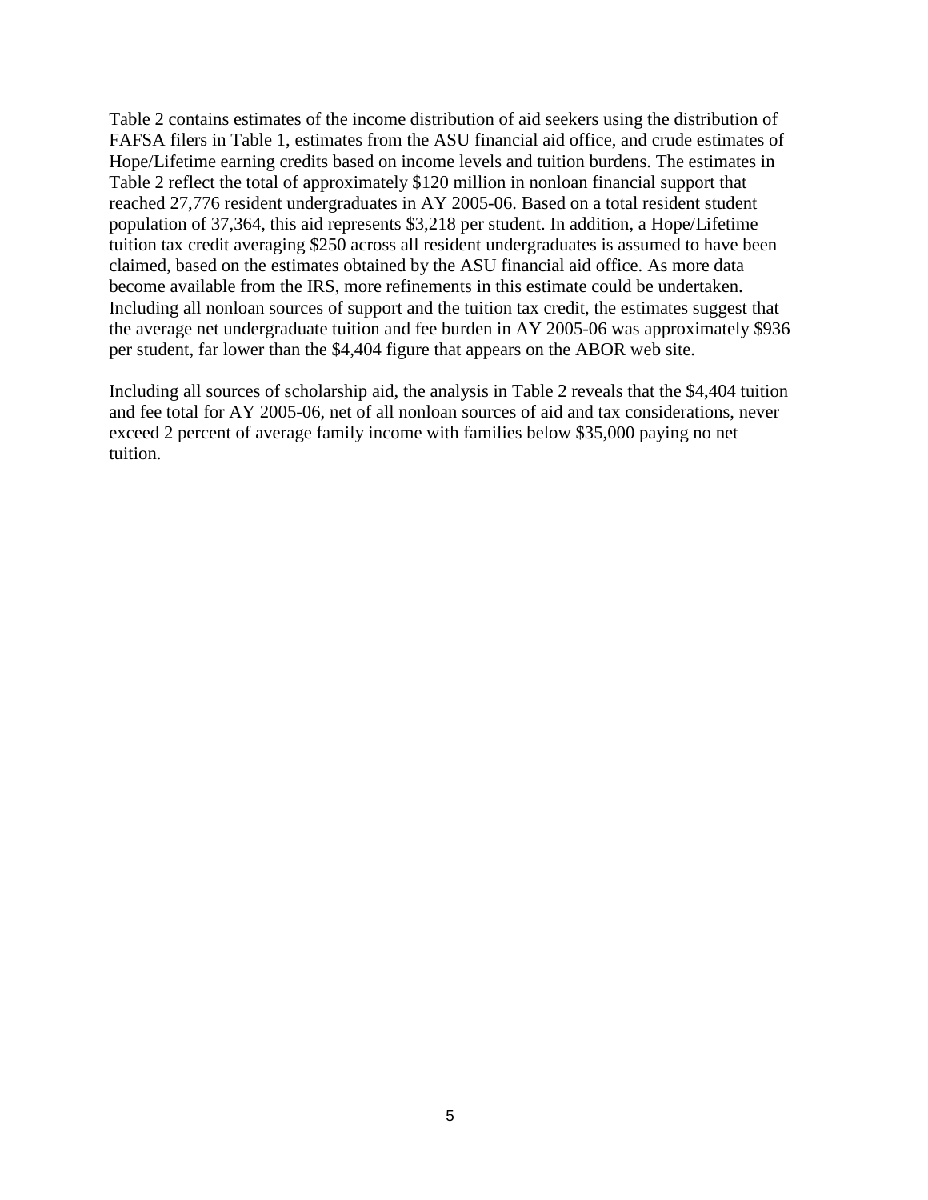Table 2 contains estimates of the income distribution of aid seekers using the distribution of FAFSA filers in Table 1, estimates from the ASU financial aid office, and crude estimates of Hope/Lifetime earning credits based on income levels and tuition burdens. The estimates in Table 2 reflect the total of approximately $120 million in nonloan financial support that reached 27,776 resident undergraduates in AY 2005-06. Based on a total resident student population of 37,364, this aid represents $3,218 per student. In addition, a Hope/Lifetime tuition tax credit averaging $250 across all resident undergraduates is assumed to have been claimed, based on the estimates obtained by the ASU financial aid office. As more data become available from the IRS, more refinements in this estimate could be undertaken. Including all nonloan sources of support and the tuition tax credit, the estimates suggest that the average net undergraduate tuition and fee burden in AY 2005-06 was approximately $936 per student, far lower than the $4,404 figure that appears on the ABOR web site.

Including all sources of scholarship aid, the analysis in Table 2 reveals that the $4,404 tuition and fee total for AY 2005-06, net of all nonloan sources of aid and tax considerations, never exceed 2 percent of average family income with families below $35,000 paying no net tuition.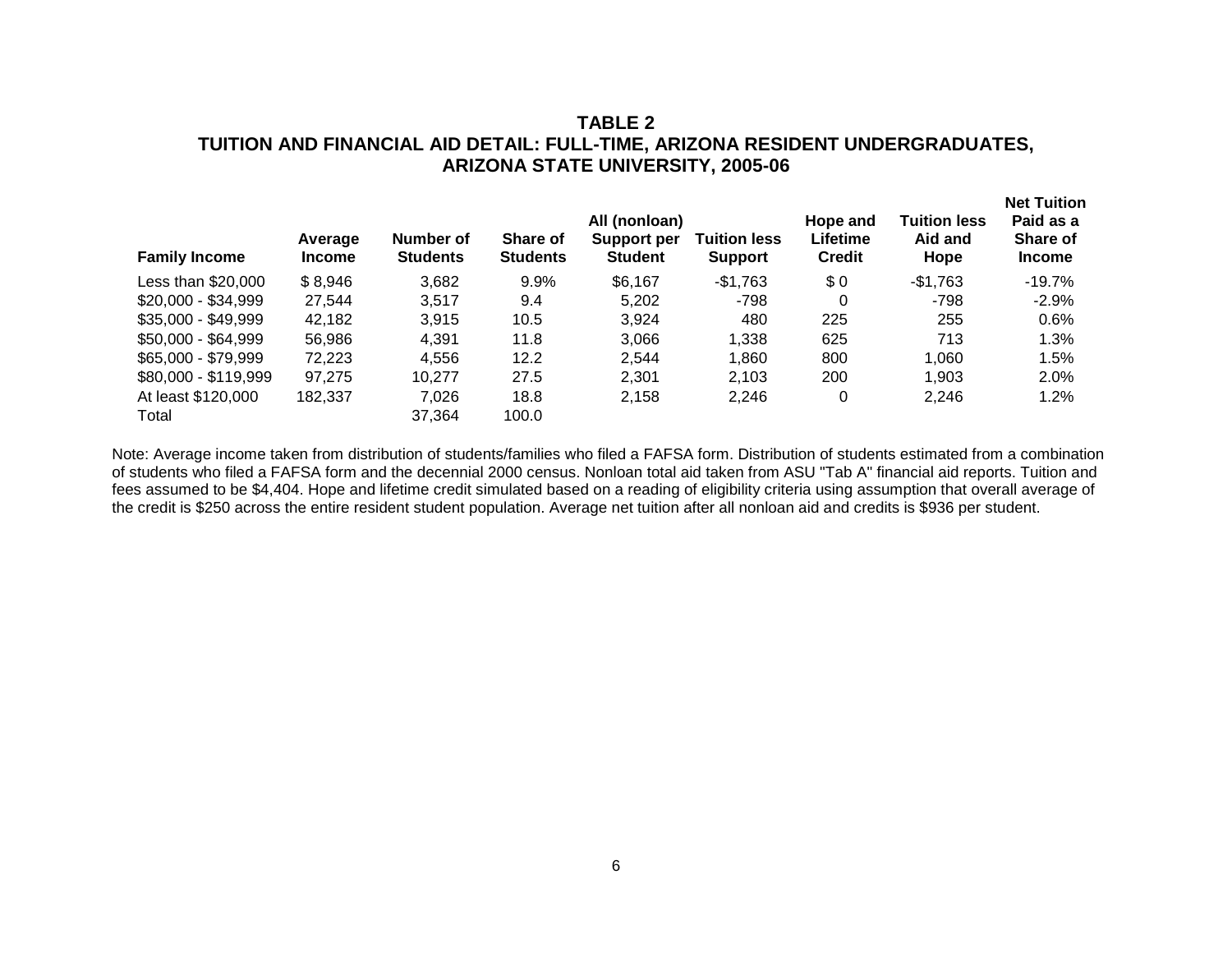## TABLE 2
## TUITION AND FINANCIAL AID DETAIL: FULL-TIME, ARIZONA RESIDENT UNDERGRADUATES, ARIZONA STATE UNIVERSITY, 2005-06

| Family Income | Average Income | Number of Students | Share of Students | All (nonloan) Support per Student | Tuition less Support | Hope and Lifetime Credit | Tuition less Aid and Hope | Net Tuition Paid as a Share of Income |
|---|---|---|---|---|---|---|---|---|
| Less than $20,000 | $ 8,946 | 3,682 | 9.9% | $6,167 | -$1,763 | $ 0 | -$1,763 | -19.7% |
| $20,000 - $34,999 | 27,544 | 3,517 | 9.4 | 5,202 | -798 | 0 | -798 | -2.9% |
| $35,000 - $49,999 | 42,182 | 3,915 | 10.5 | 3,924 | 480 | 225 | 255 | 0.6% |
| $50,000 - $64,999 | 56,986 | 4,391 | 11.8 | 3,066 | 1,338 | 625 | 713 | 1.3% |
| $65,000 - $79,999 | 72,223 | 4,556 | 12.2 | 2,544 | 1,860 | 800 | 1,060 | 1.5% |
| $80,000 - $119,999 | 97,275 | 10,277 | 27.5 | 2,301 | 2,103 | 200 | 1,903 | 2.0% |
| At least $120,000 | 182,337 | 7,026 | 18.8 | 2,158 | 2,246 | 0 | 2,246 | 1.2% |
| Total | | 37,364 | 100.0 | | | | | |

Note: Average income taken from distribution of students/families who filed a FAFSA form. Distribution of students estimated from a combination of students who filed a FAFSA form and the decennial 2000 census. Nonloan total aid taken from ASU "Tab A" financial aid reports. Tuition and fees assumed to be $4,404. Hope and lifetime credit simulated based on a reading of eligibility criteria using assumption that overall average of the credit is $250 across the entire resident student population. Average net tuition after all nonloan aid and credits is $936 per student.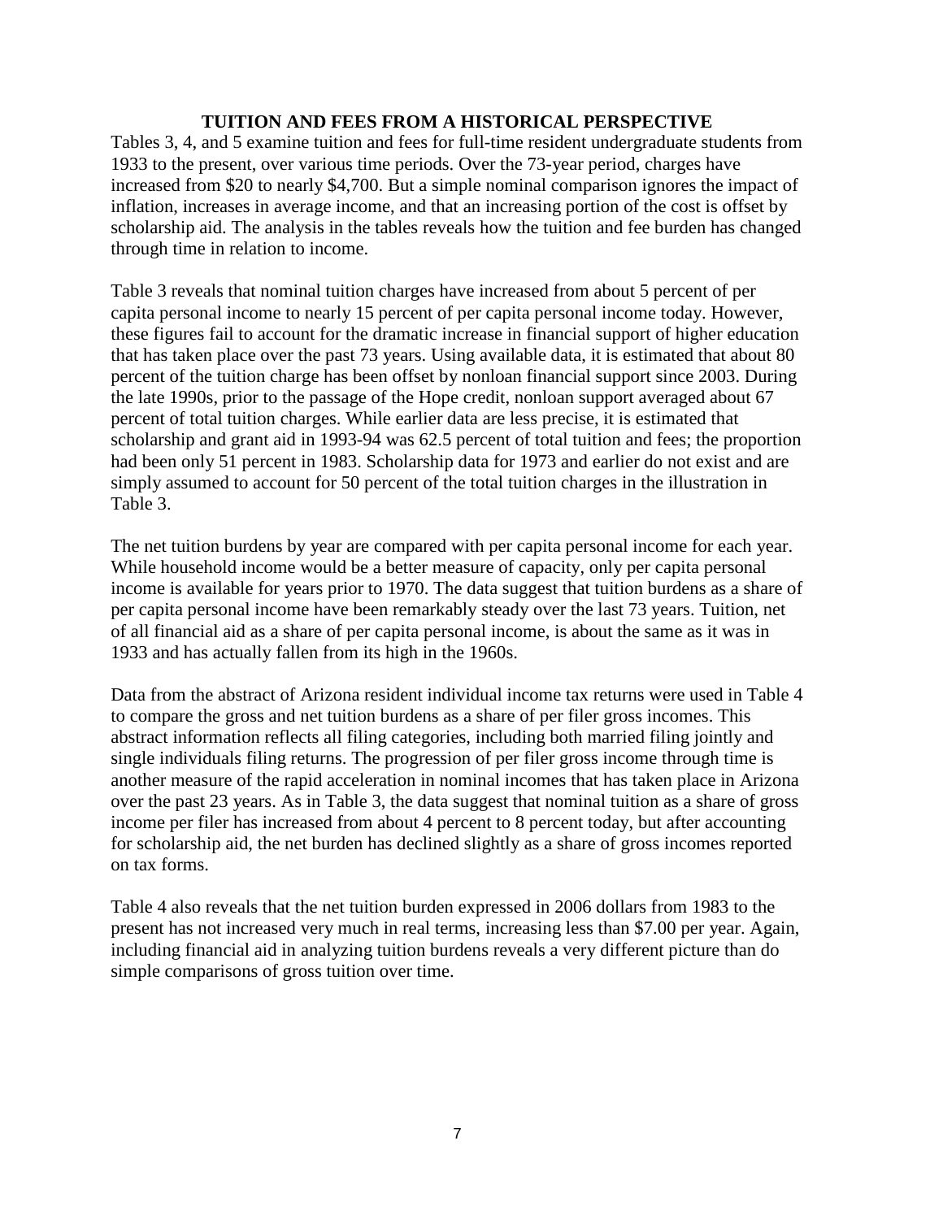## TUITION AND FEES FROM A HISTORICAL PERSPECTIVE

Tables 3, 4, and 5 examine tuition and fees for full-time resident undergraduate students from 1933 to the present, over various time periods. Over the 73-year period, charges have increased from $20 to nearly $4,700. But a simple nominal comparison ignores the impact of inflation, increases in average income, and that an increasing portion of the cost is offset by scholarship aid. The analysis in the tables reveals how the tuition and fee burden has changed through time in relation to income.

Table 3 reveals that nominal tuition charges have increased from about 5 percent of per capita personal income to nearly 15 percent of per capita personal income today. However, these figures fail to account for the dramatic increase in financial support of higher education that has taken place over the past 73 years. Using available data, it is estimated that about 80 percent of the tuition charge has been offset by nonloan financial support since 2003. During the late 1990s, prior to the passage of the Hope credit, nonloan support averaged about 67 percent of total tuition charges. While earlier data are less precise, it is estimated that scholarship and grant aid in 1993-94 was 62.5 percent of total tuition and fees; the proportion had been only 51 percent in 1983. Scholarship data for 1973 and earlier do not exist and are simply assumed to account for 50 percent of the total tuition charges in the illustration in Table 3.

The net tuition burdens by year are compared with per capita personal income for each year. While household income would be a better measure of capacity, only per capita personal income is available for years prior to 1970. The data suggest that tuition burdens as a share of per capita personal income have been remarkably steady over the last 73 years. Tuition, net of all financial aid as a share of per capita personal income, is about the same as it was in 1933 and has actually fallen from its high in the 1960s.

Data from the abstract of Arizona resident individual income tax returns were used in Table 4 to compare the gross and net tuition burdens as a share of per filer gross incomes. This abstract information reflects all filing categories, including both married filing jointly and single individuals filing returns. The progression of per filer gross income through time is another measure of the rapid acceleration in nominal incomes that has taken place in Arizona over the past 23 years. As in Table 3, the data suggest that nominal tuition as a share of gross income per filer has increased from about 4 percent to 8 percent today, but after accounting for scholarship aid, the net burden has declined slightly as a share of gross incomes reported on tax forms.

Table 4 also reveals that the net tuition burden expressed in 2006 dollars from 1983 to the present has not increased very much in real terms, increasing less than $7.00 per year. Again, including financial aid in analyzing tuition burdens reveals a very different picture than do simple comparisons of gross tuition over time.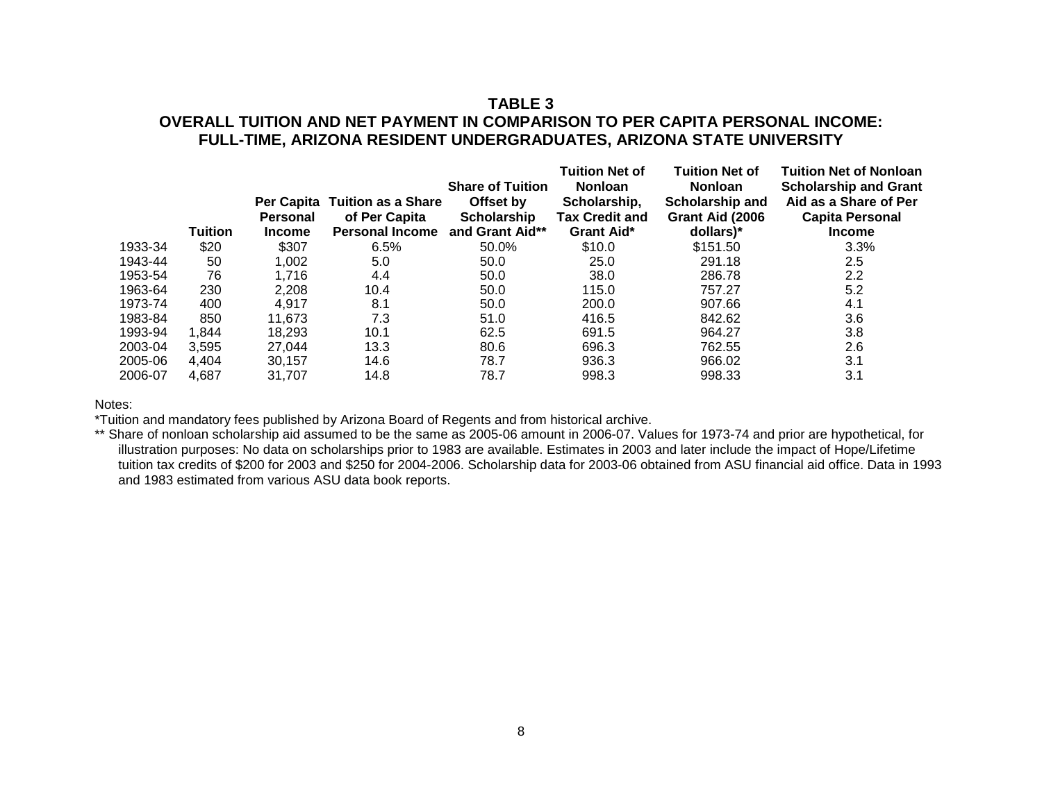## TABLE 3
## OVERALL TUITION AND NET PAYMENT IN COMPARISON TO PER CAPITA PERSONAL INCOME: FULL-TIME, ARIZONA RESIDENT UNDERGRADUATES, ARIZONA STATE UNIVERSITY

| | Tuition | Per Capita Personal Income | Tuition as a Share of Per Capita Personal Income | Share of Tuition Offset by Scholarship and Grant Aid** | Tuition Net of Nonloan Scholarship, Tax Credit and Grant Aid* | Tuition Net of Nonloan Scholarship and Grant Aid (2006 dollars)* | Tuition Net of Nonloan Scholarship and Grant Aid as a Share of Per Capita Personal Income |
|---|---|---|---|---|---|---|---|
| 1933-34 | $20 | $307 | 6.5% | 50.0% | $10.0 | $151.50 | 3.3% |
| 1943-44 | 50 | 1,002 | 5.0 | 50.0 | 25.0 | 291.18 | 2.5 |
| 1953-54 | 76 | 1,716 | 4.4 | 50.0 | 38.0 | 286.78 | 2.2 |
| 1963-64 | 230 | 2,208 | 10.4 | 50.0 | 115.0 | 757.27 | 5.2 |
| 1973-74 | 400 | 4,917 | 8.1 | 50.0 | 200.0 | 907.66 | 4.1 |
| 1983-84 | 850 | 11,673 | 7.3 | 51.0 | 416.5 | 842.62 | 3.6 |
| 1993-94 | 1,844 | 18,293 | 10.1 | 62.5 | 691.5 | 964.27 | 3.8 |
| 2003-04 | 3,595 | 27,044 | 13.3 | 80.6 | 696.3 | 762.55 | 2.6 |
| 2005-06 | 4,404 | 30,157 | 14.6 | 78.7 | 936.3 | 966.02 | 3.1 |
| 2006-07 | 4,687 | 31,707 | 14.8 | 78.7 | 998.3 | 998.33 | 3.1 |

Notes:

*Tuition and mandatory fees published by Arizona Board of Regents and from historical archive.

** Share of nonloan scholarship aid assumed to be the same as 2005-06 amount in 2006-07. Values for 1973-74 and prior are hypothetical, for illustration purposes: No data on scholarships prior to 1983 are available. Estimates in 2003 and later include the impact of Hope/Lifetime tuition tax credits of $200 for 2003 and $250 for 2004-2006. Scholarship data for 2003-06 obtained from ASU financial aid office. Data in 1993 and 1983 estimated from various ASU data book reports.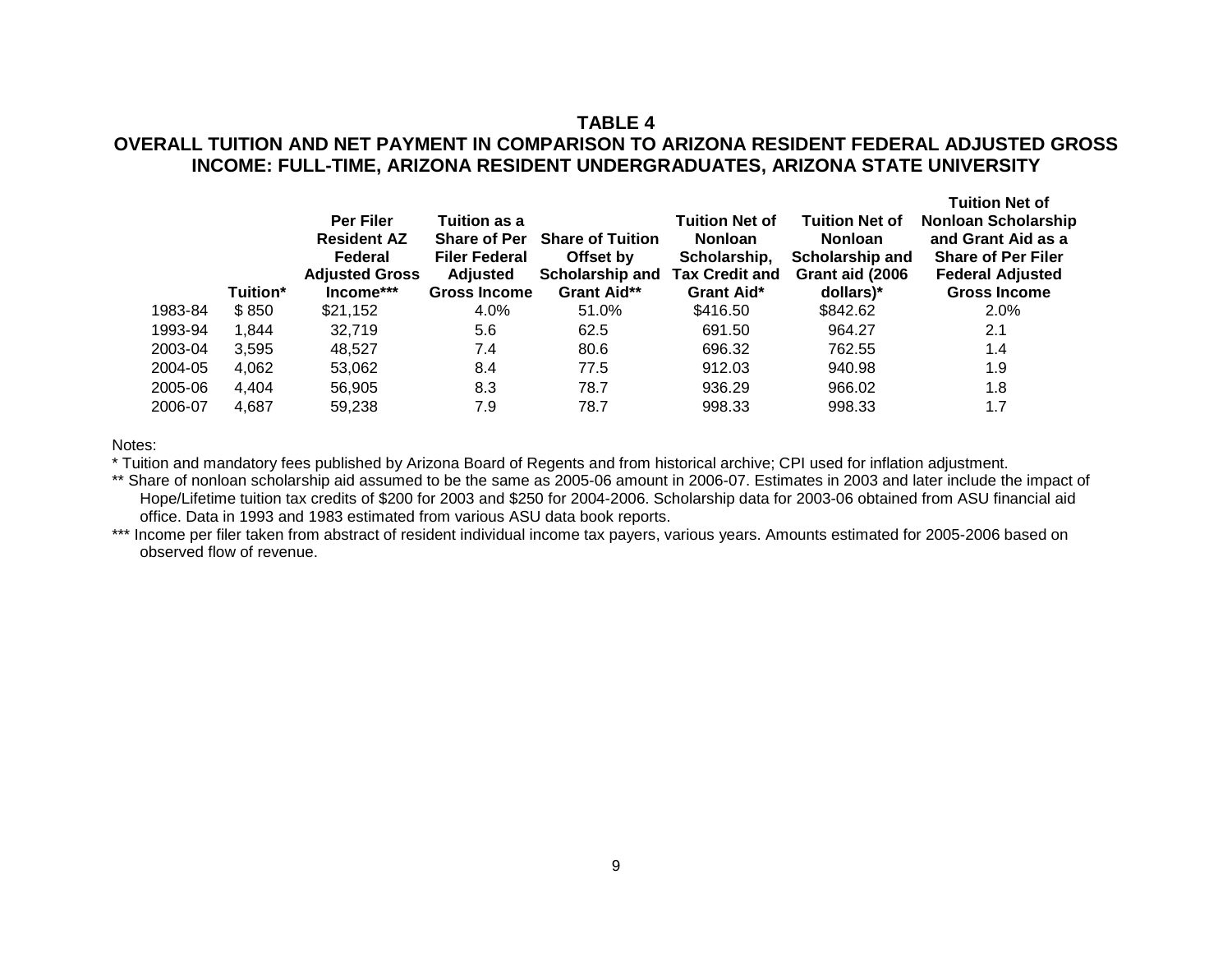**TABLE 4**
**OVERALL TUITION AND NET PAYMENT IN COMPARISON TO ARIZONA RESIDENT FEDERAL ADJUSTED GROSS INCOME: FULL-TIME, ARIZONA RESIDENT UNDERGRADUATES, ARIZONA STATE UNIVERSITY**

| | Tuition* | Per Filer Resident AZ Federal Adjusted Gross Income*** | Tuition as a Share of Per Filer Federal Adjusted Gross Income | Share of Tuition Offset by Scholarship and Grant Aid** | Tuition Net of Nonloan Scholarship, Tax Credit and Grant Aid* | Tuition Net of Nonloan Scholarship and Grant aid (2006 dollars)* | Tuition Net of Nonloan Scholarship and Grant Aid as a Share of Per Filer Federal Adjusted Gross Income |
|---|---|---|---|---|---|---|---|
| 1983-84 | $ 850 | $21,152 | 4.0% | 51.0% | $416.50 | $842.62 | 2.0% |
| 1993-94 | 1,844 | 32,719 | 5.6 | 62.5 | 691.50 | 964.27 | 2.1 |
| 2003-04 | 3,595 | 48,527 | 7.4 | 80.6 | 696.32 | 762.55 | 1.4 |
| 2004-05 | 4,062 | 53,062 | 8.4 | 77.5 | 912.03 | 940.98 | 1.9 |
| 2005-06 | 4,404 | 56,905 | 8.3 | 78.7 | 936.29 | 966.02 | 1.8 |
| 2006-07 | 4,687 | 59,238 | 7.9 | 78.7 | 998.33 | 998.33 | 1.7 |

Notes:

* Tuition and mandatory fees published by Arizona Board of Regents and from historical archive; CPI used for inflation adjustment.

** Share of nonloan scholarship aid assumed to be the same as 2005-06 amount in 2006-07. Estimates in 2003 and later include the impact of Hope/Lifetime tuition tax credits of $200 for 2003 and $250 for 2004-2006. Scholarship data for 2003-06 obtained from ASU financial aid office. Data in 1993 and 1983 estimated from various ASU data book reports.

*** Income per filer taken from abstract of resident individual income tax payers, various years. Amounts estimated for 2005-2006 based on observed flow of revenue.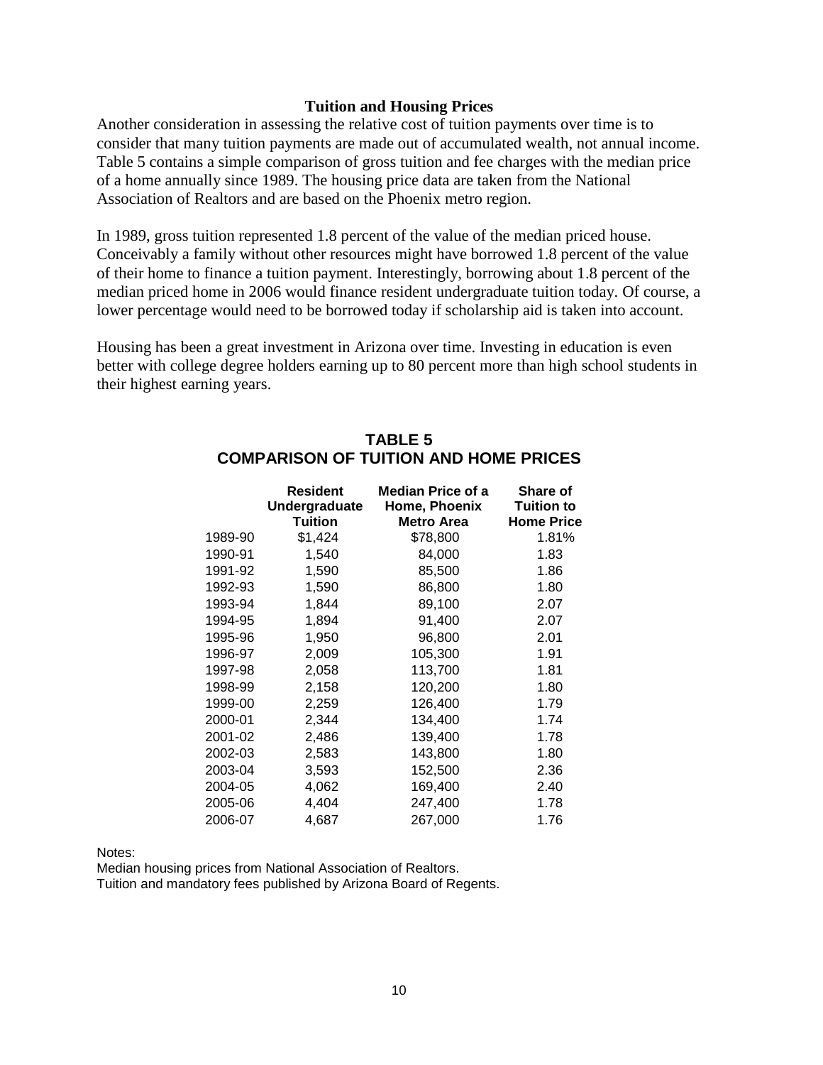### Tuition and Housing Prices

Another consideration in assessing the relative cost of tuition payments over time is to consider that many tuition payments are made out of accumulated wealth, not annual income. Table 5 contains a simple comparison of gross tuition and fee charges with the median price of a home annually since 1989. The housing price data are taken from the National Association of Realtors and are based on the Phoenix metro region.

In 1989, gross tuition represented 1.8 percent of the value of the median priced house. Conceivably a family without other resources might have borrowed 1.8 percent of the value of their home to finance a tuition payment. Interestingly, borrowing about 1.8 percent of the median priced home in 2006 would finance resident undergraduate tuition today. Of course, a lower percentage would need to be borrowed today if scholarship aid is taken into account.

Housing has been a great investment in Arizona over time. Investing in education is even better with college degree holders earning up to 80 percent more than high school students in their highest earning years.

## TABLE 5
## COMPARISON OF TUITION AND HOME PRICES

| | Resident Undergraduate Tuition | Median Price of a Home, Phoenix Metro Area | Share of Tuition to Home Price |
|---|---|---|---|
| 1989-90 | $1,424 | $78,800 | 1.81% |
| 1990-91 | 1,540 | 84,000 | 1.83 |
| 1991-92 | 1,590 | 85,500 | 1.86 |
| 1992-93 | 1,590 | 86,800 | 1.80 |
| 1993-94 | 1,844 | 89,100 | 2.07 |
| 1994-95 | 1,894 | 91,400 | 2.07 |
| 1995-96 | 1,950 | 96,800 | 2.01 |
| 1996-97 | 2,009 | 105,300 | 1.91 |
| 1997-98 | 2,058 | 113,700 | 1.81 |
| 1998-99 | 2,158 | 120,200 | 1.80 |
| 1999-00 | 2,259 | 126,400 | 1.79 |
| 2000-01 | 2,344 | 134,400 | 1.74 |
| 2001-02 | 2,486 | 139,400 | 1.78 |
| 2002-03 | 2,583 | 143,800 | 1.80 |
| 2003-04 | 3,593 | 152,500 | 2.36 |
| 2004-05 | 4,062 | 169,400 | 2.40 |
| 2005-06 | 4,404 | 247,400 | 1.78 |
| 2006-07 | 4,687 | 267,000 | 1.76 |

Notes:
Median housing prices from National Association of Realtors.
Tuition and mandatory fees published by Arizona Board of Regents.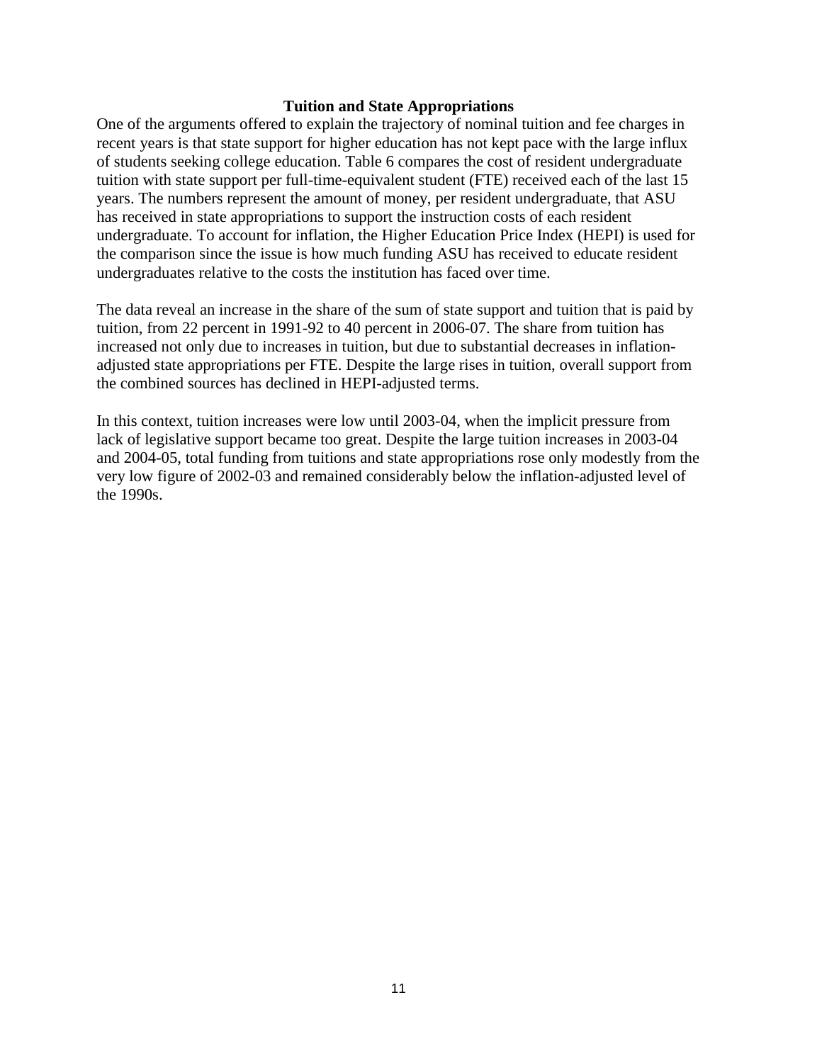## Tuition and State Appropriations

One of the arguments offered to explain the trajectory of nominal tuition and fee charges in recent years is that state support for higher education has not kept pace with the large influx of students seeking college education. Table 6 compares the cost of resident undergraduate tuition with state support per full-time-equivalent student (FTE) received each of the last 15 years. The numbers represent the amount of money, per resident undergraduate, that ASU has received in state appropriations to support the instruction costs of each resident undergraduate. To account for inflation, the Higher Education Price Index (HEPI) is used for the comparison since the issue is how much funding ASU has received to educate resident undergraduates relative to the costs the institution has faced over time.

The data reveal an increase in the share of the sum of state support and tuition that is paid by tuition, from 22 percent in 1991-92 to 40 percent in 2006-07. The share from tuition has increased not only due to increases in tuition, but due to substantial decreases in inflation-adjusted state appropriations per FTE. Despite the large rises in tuition, overall support from the combined sources has declined in HEPI-adjusted terms.

In this context, tuition increases were low until 2003-04, when the implicit pressure from lack of legislative support became too great. Despite the large tuition increases in 2003-04 and 2004-05, total funding from tuitions and state appropriations rose only modestly from the very low figure of 2002-03 and remained considerably below the inflation-adjusted level of the 1990s.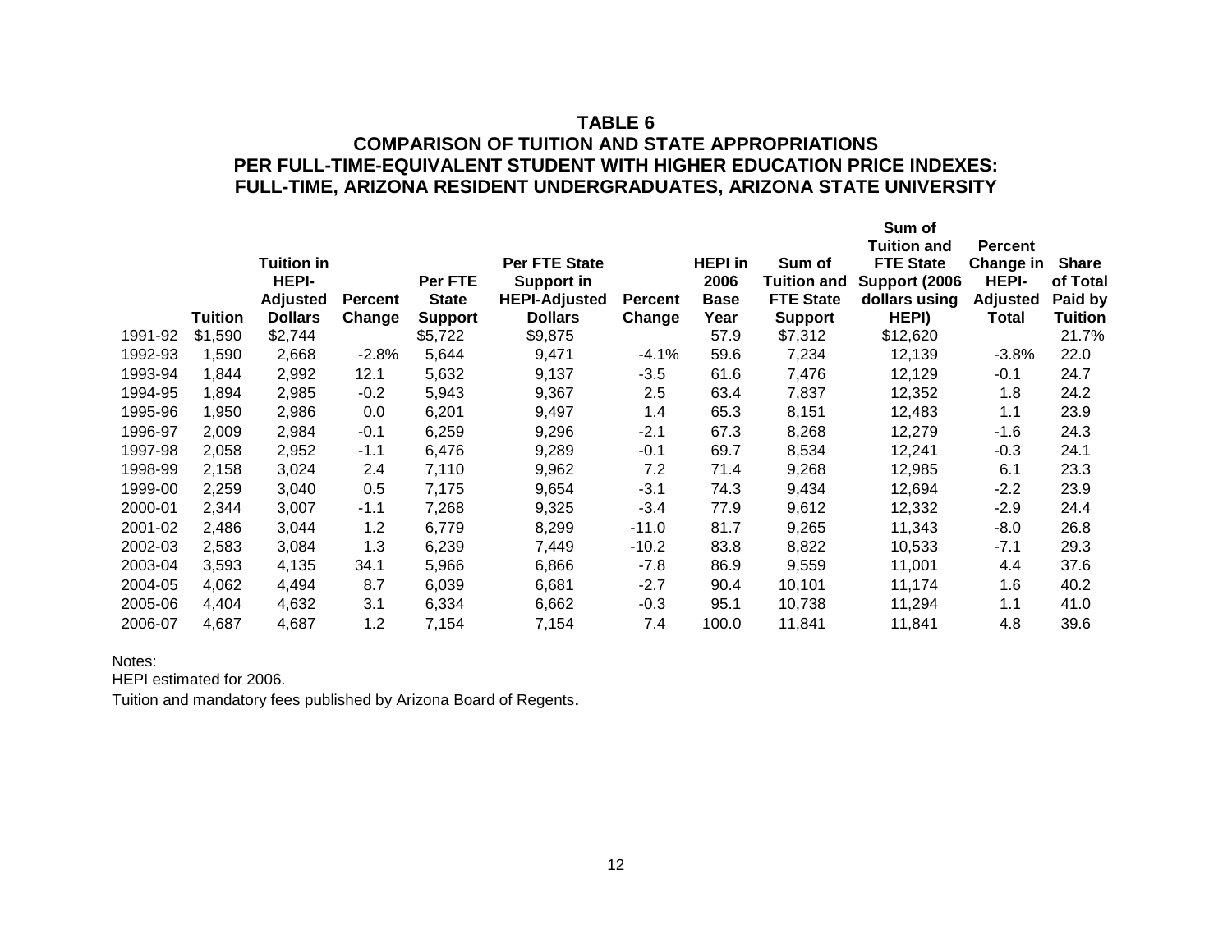# TABLE 6
## COMPARISON OF TUITION AND STATE APPROPRIATIONS PER FULL-TIME-EQUIVALENT STUDENT WITH HIGHER EDUCATION PRICE INDEXES: FULL-TIME, ARIZONA RESIDENT UNDERGRADUATES, ARIZONA STATE UNIVERSITY

| | Tuition | Tuition in HEPI-Adjusted Dollars | Percent Change | Per FTE State Support | Per FTE State Support in HEPI-Adjusted Dollars | Percent Change | HEPI in 2006 Base Year | Sum of Tuition and FTE State Support | Sum of Tuition and FTE State Support (2006 dollars using HEPI) | Percent Change in HEPI-Adjusted Total | Share of Total Paid by Tuition |
|---|---|---|---|---|---|---|---|---|---|---|---|
| 1991-92 | $1,590 | $2,744 | | $5,722 | $9,875 | | 57.9 | $7,312 | $12,620 | | 21.7% |
| 1992-93 | 1,590 | 2,668 | -2.8% | 5,644 | 9,471 | -4.1% | 59.6 | 7,234 | 12,139 | -3.8% | 22.0 |
| 1993-94 | 1,844 | 2,992 | 12.1 | 5,632 | 9,137 | -3.5 | 61.6 | 7,476 | 12,129 | -0.1 | 24.7 |
| 1994-95 | 1,894 | 2,985 | -0.2 | 5,943 | 9,367 | 2.5 | 63.4 | 7,837 | 12,352 | 1.8 | 24.2 |
| 1995-96 | 1,950 | 2,986 | 0.0 | 6,201 | 9,497 | 1.4 | 65.3 | 8,151 | 12,483 | 1.1 | 23.9 |
| 1996-97 | 2,009 | 2,984 | -0.1 | 6,259 | 9,296 | -2.1 | 67.3 | 8,268 | 12,279 | -1.6 | 24.3 |
| 1997-98 | 2,058 | 2,952 | -1.1 | 6,476 | 9,289 | -0.1 | 69.7 | 8,534 | 12,241 | -0.3 | 24.1 |
| 1998-99 | 2,158 | 3,024 | 2.4 | 7,110 | 9,962 | 7.2 | 71.4 | 9,268 | 12,985 | 6.1 | 23.3 |
| 1999-00 | 2,259 | 3,040 | 0.5 | 7,175 | 9,654 | -3.1 | 74.3 | 9,434 | 12,694 | -2.2 | 23.9 |
| 2000-01 | 2,344 | 3,007 | -1.1 | 7,268 | 9,325 | -3.4 | 77.9 | 9,612 | 12,332 | -2.9 | 24.4 |
| 2001-02 | 2,486 | 3,044 | 1.2 | 6,779 | 8,299 | -11.0 | 81.7 | 9,265 | 11,343 | -8.0 | 26.8 |
| 2002-03 | 2,583 | 3,084 | 1.3 | 6,239 | 7,449 | -10.2 | 83.8 | 8,822 | 10,533 | -7.1 | 29.3 |
| 2003-04 | 3,593 | 4,135 | 34.1 | 5,966 | 6,866 | -7.8 | 86.9 | 9,559 | 11,001 | 4.4 | 37.6 |
| 2004-05 | 4,062 | 4,494 | 8.7 | 6,039 | 6,681 | -2.7 | 90.4 | 10,101 | 11,174 | 1.6 | 40.2 |
| 2005-06 | 4,404 | 4,632 | 3.1 | 6,334 | 6,662 | -0.3 | 95.1 | 10,738 | 11,294 | 1.1 | 41.0 |
| 2006-07 | 4,687 | 4,687 | 1.2 | 7,154 | 7,154 | 7.4 | 100.0 | 11,841 | 11,841 | 4.8 | 39.6 |

Notes:

HEPI estimated for 2006.

Tuition and mandatory fees published by Arizona Board of Regents.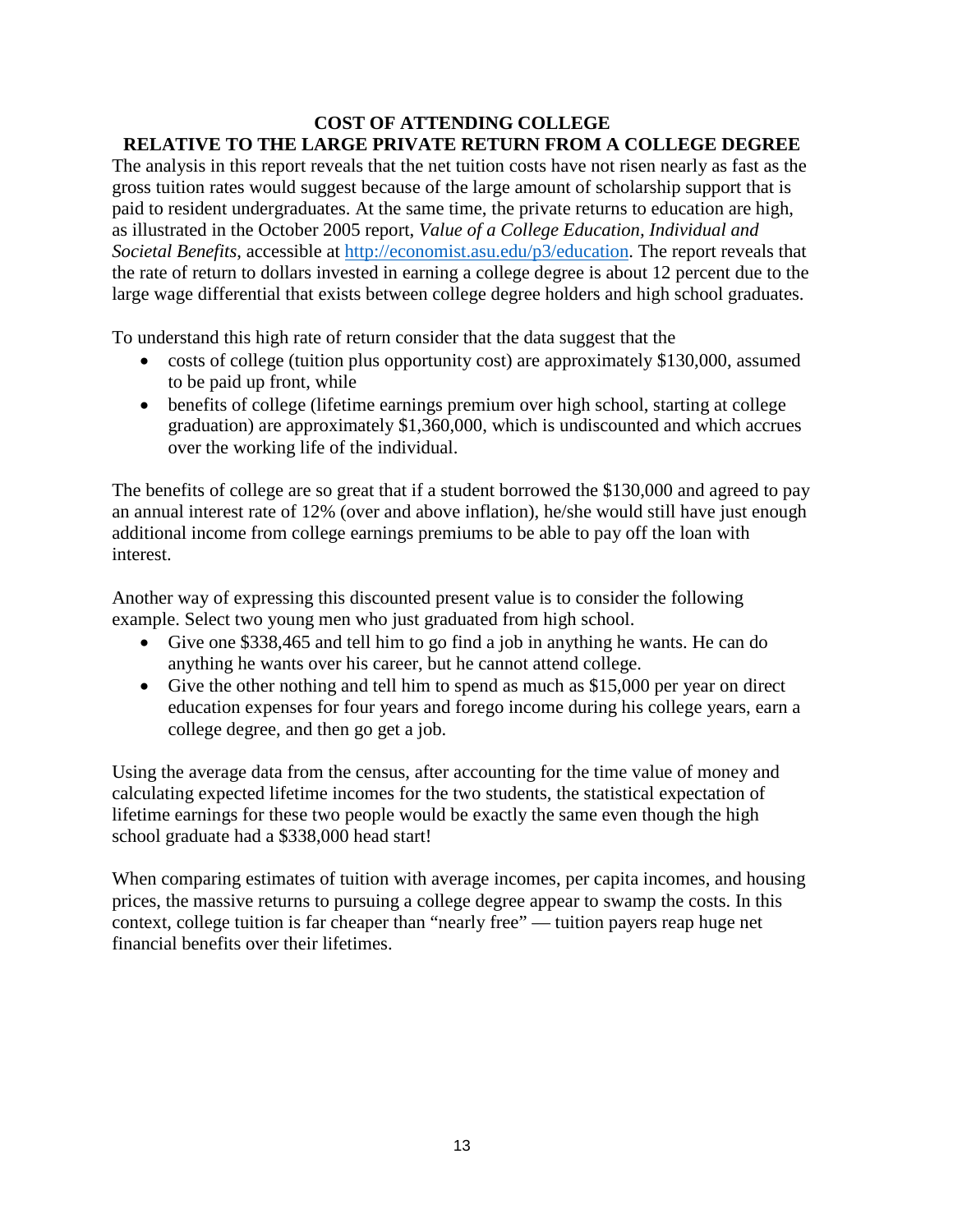## COST OF ATTENDING COLLEGE
## RELATIVE TO THE LARGE PRIVATE RETURN FROM A COLLEGE DEGREE

The analysis in this report reveals that the net tuition costs have not risen nearly as fast as the gross tuition rates would suggest because of the large amount of scholarship support that is paid to resident undergraduates. At the same time, the private returns to education are high, as illustrated in the October 2005 report, *Value of a College Education, Individual and Societal Benefits*, accessible at [http://economist.asu.edu/p3/education](http://economist.asu.edu/p3/education). The report reveals that the rate of return to dollars invested in earning a college degree is about 12 percent due to the large wage differential that exists between college degree holders and high school graduates.

To understand this high rate of return consider that the data suggest that the

- costs of college (tuition plus opportunity cost) are approximately $130,000, assumed to be paid up front, while
- benefits of college (lifetime earnings premium over high school, starting at college graduation) are approximately $1,360,000, which is undiscounted and which accrues over the working life of the individual.

The benefits of college are so great that if a student borrowed the $130,000 and agreed to pay an annual interest rate of 12% (over and above inflation), he/she would still have just enough additional income from college earnings premiums to be able to pay off the loan with interest.

Another way of expressing this discounted present value is to consider the following example. Select two young men who just graduated from high school.

- Give one $338,465 and tell him to go find a job in anything he wants. He can do anything he wants over his career, but he cannot attend college.
- Give the other nothing and tell him to spend as much as $15,000 per year on direct education expenses for four years and forego income during his college years, earn a college degree, and then go get a job.

Using the average data from the census, after accounting for the time value of money and calculating expected lifetime incomes for the two students, the statistical expectation of lifetime earnings for these two people would be exactly the same even though the high school graduate had a $338,000 head start!

When comparing estimates of tuition with average incomes, per capita incomes, and housing prices, the massive returns to pursuing a college degree appear to swamp the costs. In this context, college tuition is far cheaper than "nearly free" — tuition payers reap huge net financial benefits over their lifetimes.